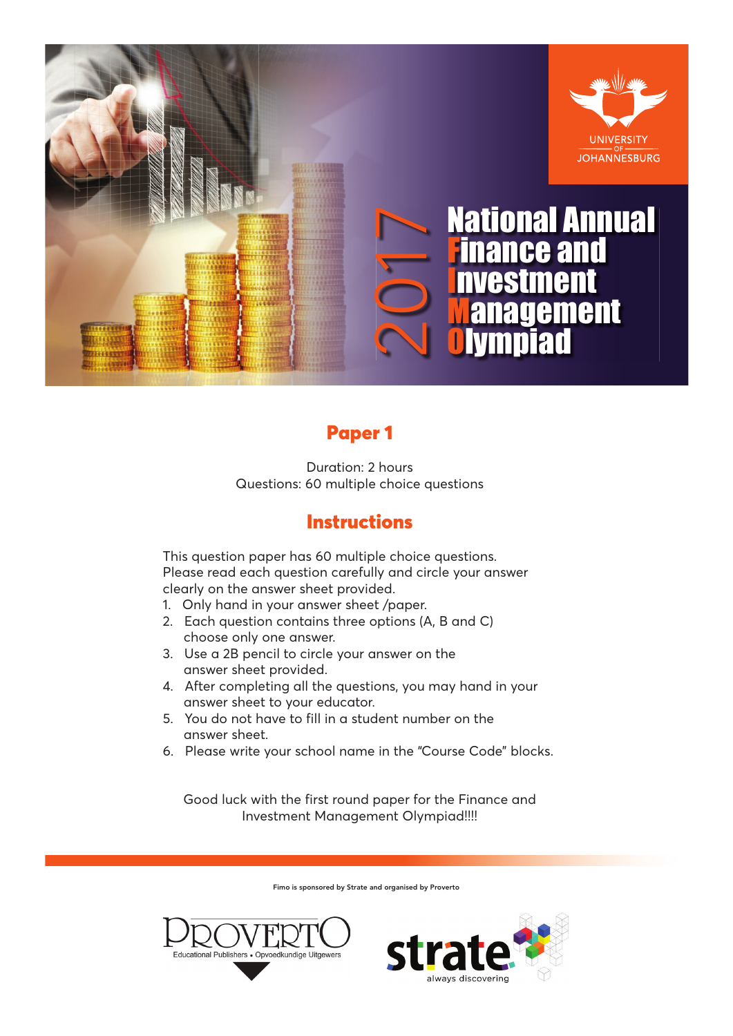UNIVERSITY OF JOHANNESBURG

# 2017 National Annual Finance and Investment Management Olympiad

## Paper 1

Duration: 2 hours
Questions: 60 multiple choice questions

## Instructions

This question paper has 60 multiple choice questions. Please read each question carefully and circle your answer clearly on the answer sheet provided.

1. Only hand in your answer sheet /paper.
2. Each question contains three options (A, B and C) choose only one answer.
3. Use a 2B pencil to circle your answer on the answer sheet provided.
4. After completing all the questions, you may hand in your answer sheet to your educator.
5. You do not have to fill in a student number on the answer sheet.
6. Please write your school name in the "Course Code" blocks.

Good luck with the first round paper for the Finance and Investment Management Olympiad!!!!

Fimo is sponsored by Strate and organised by Proverto

PROVERTO Educational Publishers • Opvoedkundige Uitgewers

strate. always discovering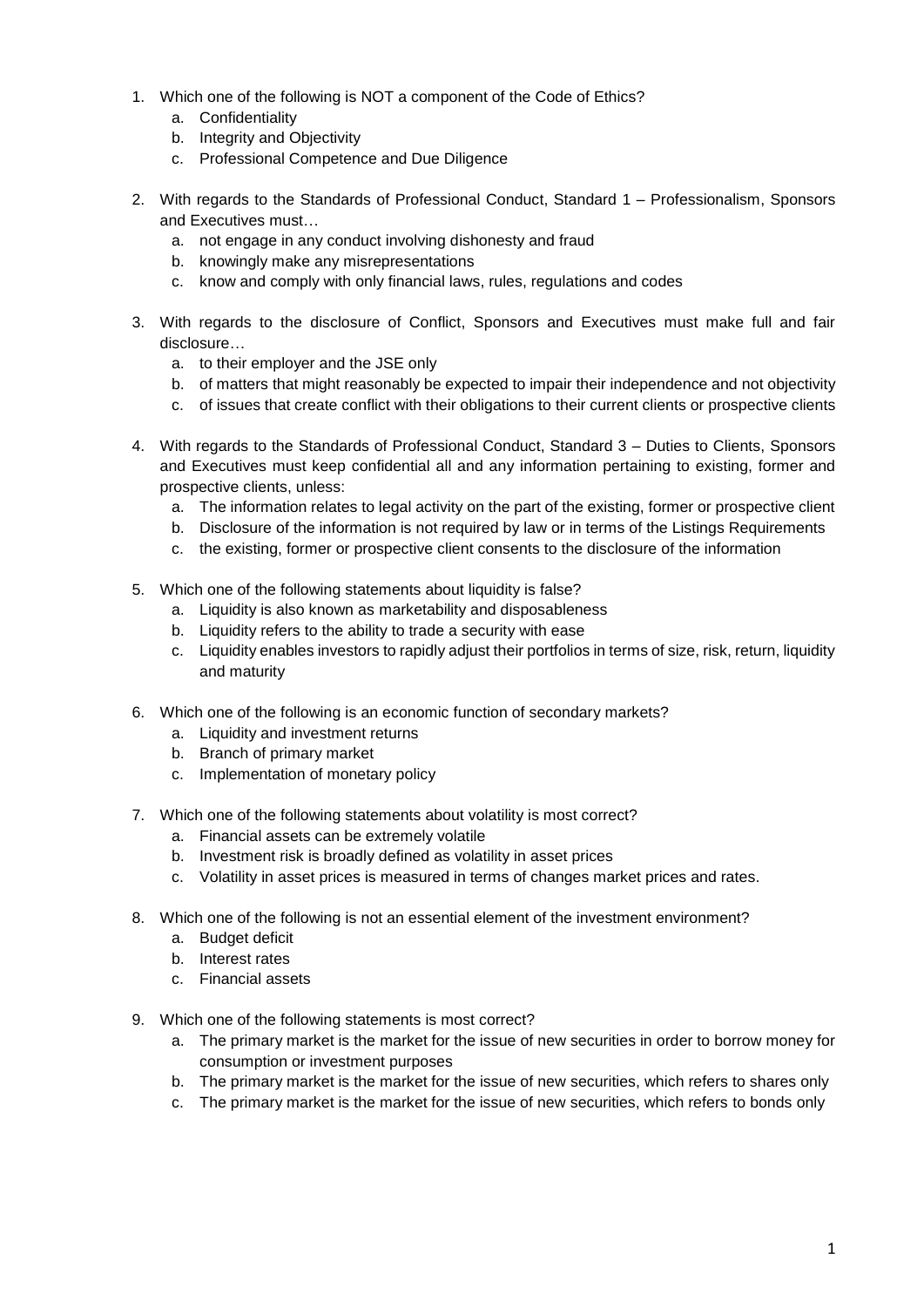1. Which one of the following is NOT a component of the Code of Ethics?
   a. Confidentiality
   b. Integrity and Objectivity
   c. Professional Competence and Due Diligence

2. With regards to the Standards of Professional Conduct, Standard 1 – Professionalism, Sponsors and Executives must…
   a. not engage in any conduct involving dishonesty and fraud
   b. knowingly make any misrepresentations
   c. know and comply with only financial laws, rules, regulations and codes

3. With regards to the disclosure of Conflict, Sponsors and Executives must make full and fair disclosure…
   a. to their employer and the JSE only
   b. of matters that might reasonably be expected to impair their independence and not objectivity
   c. of issues that create conflict with their obligations to their current clients or prospective clients

4. With regards to the Standards of Professional Conduct, Standard 3 – Duties to Clients, Sponsors and Executives must keep confidential all and any information pertaining to existing, former and prospective clients, unless:
   a. The information relates to legal activity on the part of the existing, former or prospective client
   b. Disclosure of the information is not required by law or in terms of the Listings Requirements
   c. the existing, former or prospective client consents to the disclosure of the information

5. Which one of the following statements about liquidity is false?
   a. Liquidity is also known as marketability and disposableness
   b. Liquidity refers to the ability to trade a security with ease
   c. Liquidity enables investors to rapidly adjust their portfolios in terms of size, risk, return, liquidity and maturity

6. Which one of the following is an economic function of secondary markets?
   a. Liquidity and investment returns
   b. Branch of primary market
   c. Implementation of monetary policy

7. Which one of the following statements about volatility is most correct?
   a. Financial assets can be extremely volatile
   b. Investment risk is broadly defined as volatility in asset prices
   c. Volatility in asset prices is measured in terms of changes market prices and rates.

8. Which one of the following is not an essential element of the investment environment?
   a. Budget deficit
   b. Interest rates
   c. Financial assets

9. Which one of the following statements is most correct?
   a. The primary market is the market for the issue of new securities in order to borrow money for consumption or investment purposes
   b. The primary market is the market for the issue of new securities, which refers to shares only
   c. The primary market is the market for the issue of new securities, which refers to bonds only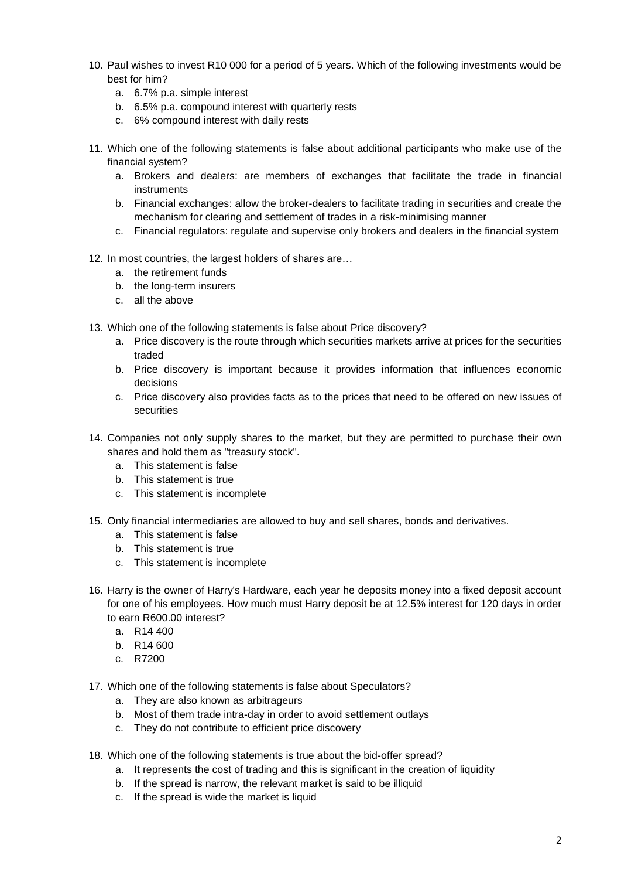10. Paul wishes to invest R10 000 for a period of 5 years. Which of the following investments would be best for him?
    a. 6.7% p.a. simple interest
    b. 6.5% p.a. compound interest with quarterly rests
    c. 6% compound interest with daily rests

11. Which one of the following statements is false about additional participants who make use of the financial system?
    a. Brokers and dealers: are members of exchanges that facilitate the trade in financial instruments
    b. Financial exchanges: allow the broker-dealers to facilitate trading in securities and create the mechanism for clearing and settlement of trades in a risk-minimising manner
    c. Financial regulators: regulate and supervise only brokers and dealers in the financial system

12. In most countries, the largest holders of shares are…
    a. the retirement funds
    b. the long-term insurers
    c. all the above

13. Which one of the following statements is false about Price discovery?
    a. Price discovery is the route through which securities markets arrive at prices for the securities traded
    b. Price discovery is important because it provides information that influences economic decisions
    c. Price discovery also provides facts as to the prices that need to be offered on new issues of securities

14. Companies not only supply shares to the market, but they are permitted to purchase their own shares and hold them as "treasury stock".
    a. This statement is false
    b. This statement is true
    c. This statement is incomplete

15. Only financial intermediaries are allowed to buy and sell shares, bonds and derivatives.
    a. This statement is false
    b. This statement is true
    c. This statement is incomplete

16. Harry is the owner of Harry's Hardware, each year he deposits money into a fixed deposit account for one of his employees. How much must Harry deposit be at 12.5% interest for 120 days in order to earn R600.00 interest?
    a. R14 400
    b. R14 600
    c. R7200

17. Which one of the following statements is false about Speculators?
    a. They are also known as arbitrageurs
    b. Most of them trade intra-day in order to avoid settlement outlays
    c. They do not contribute to efficient price discovery

18. Which one of the following statements is true about the bid-offer spread?
    a. It represents the cost of trading and this is significant in the creation of liquidity
    b. If the spread is narrow, the relevant market is said to be illiquid
    c. If the spread is wide the market is liquid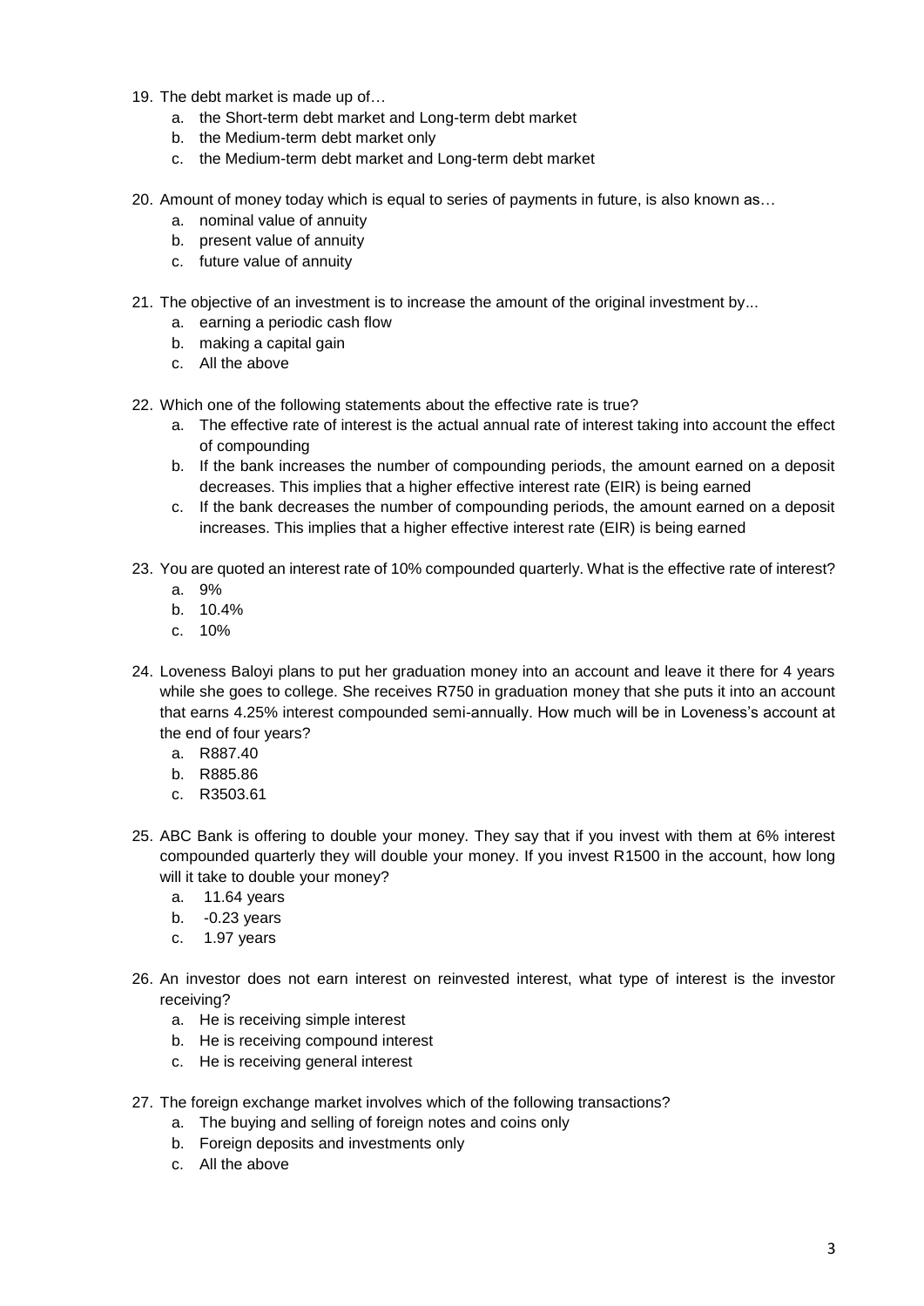19. The debt market is made up of…
    a. the Short-term debt market and Long-term debt market
    b. the Medium-term debt market only
    c. the Medium-term debt market and Long-term debt market

20. Amount of money today which is equal to series of payments in future, is also known as…
    a. nominal value of annuity
    b. present value of annuity
    c. future value of annuity

21. The objective of an investment is to increase the amount of the original investment by...
    a. earning a periodic cash flow
    b. making a capital gain
    c. All the above

22. Which one of the following statements about the effective rate is true?
    a. The effective rate of interest is the actual annual rate of interest taking into account the effect of compounding
    b. If the bank increases the number of compounding periods, the amount earned on a deposit decreases. This implies that a higher effective interest rate (EIR) is being earned
    c. If the bank decreases the number of compounding periods, the amount earned on a deposit increases. This implies that a higher effective interest rate (EIR) is being earned

23. You are quoted an interest rate of 10% compounded quarterly. What is the effective rate of interest?
    a. 9%
    b. 10.4%
    c. 10%

24. Loveness Baloyi plans to put her graduation money into an account and leave it there for 4 years while she goes to college. She receives R750 in graduation money that she puts it into an account that earns 4.25% interest compounded semi-annually. How much will be in Loveness's account at the end of four years?
    a. R887.40
    b. R885.86
    c. R3503.61

25. ABC Bank is offering to double your money. They say that if you invest with them at 6% interest compounded quarterly they will double your money. If you invest R1500 in the account, how long will it take to double your money?
    a. 11.64 years
    b. -0.23 years
    c. 1.97 years

26. An investor does not earn interest on reinvested interest, what type of interest is the investor receiving?
    a. He is receiving simple interest
    b. He is receiving compound interest
    c. He is receiving general interest

27. The foreign exchange market involves which of the following transactions?
    a. The buying and selling of foreign notes and coins only
    b. Foreign deposits and investments only
    c. All the above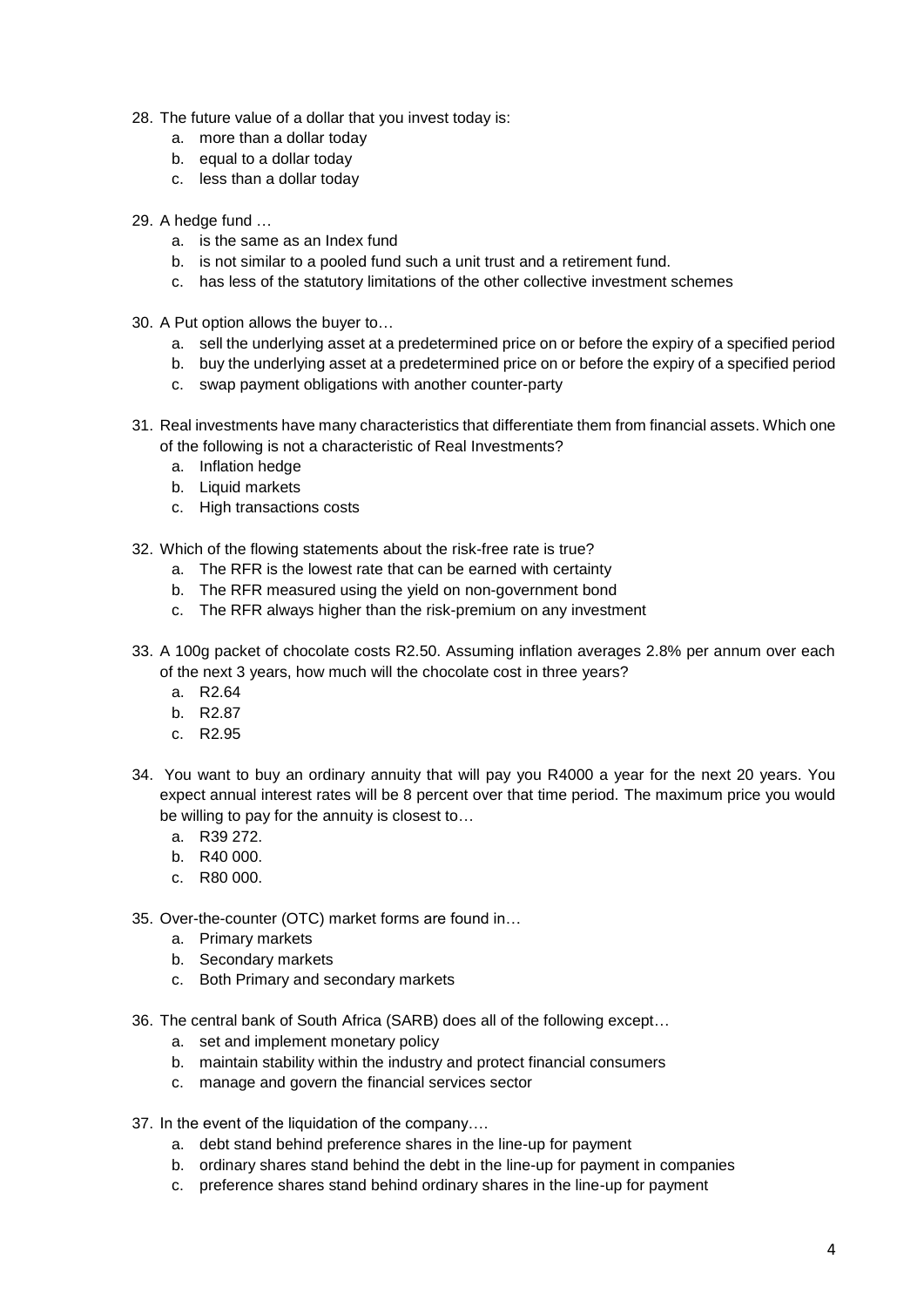28. The future value of a dollar that you invest today is:
    a. more than a dollar today
    b. equal to a dollar today
    c. less than a dollar today

29. A hedge fund …
    a. is the same as an Index fund
    b. is not similar to a pooled fund such a unit trust and a retirement fund.
    c. has less of the statutory limitations of the other collective investment schemes

30. A Put option allows the buyer to…
    a. sell the underlying asset at a predetermined price on or before the expiry of a specified period
    b. buy the underlying asset at a predetermined price on or before the expiry of a specified period
    c. swap payment obligations with another counter-party

31. Real investments have many characteristics that differentiate them from financial assets. Which one of the following is not a characteristic of Real Investments?
    a. Inflation hedge
    b. Liquid markets
    c. High transactions costs

32. Which of the flowing statements about the risk-free rate is true?
    a. The RFR is the lowest rate that can be earned with certainty
    b. The RFR measured using the yield on non-government bond
    c. The RFR always higher than the risk-premium on any investment

33. A 100g packet of chocolate costs R2.50. Assuming inflation averages 2.8% per annum over each of the next 3 years, how much will the chocolate cost in three years?
    a. R2.64
    b. R2.87
    c. R2.95

34. You want to buy an ordinary annuity that will pay you R4000 a year for the next 20 years. You expect annual interest rates will be 8 percent over that time period. The maximum price you would be willing to pay for the annuity is closest to…
    a. R39 272.
    b. R40 000.
    c. R80 000.

35. Over-the-counter (OTC) market forms are found in…
    a. Primary markets
    b. Secondary markets
    c. Both Primary and secondary markets

36. The central bank of South Africa (SARB) does all of the following except…
    a. set and implement monetary policy
    b. maintain stability within the industry and protect financial consumers
    c. manage and govern the financial services sector

37. In the event of the liquidation of the company….
    a. debt stand behind preference shares in the line-up for payment
    b. ordinary shares stand behind the debt in the line-up for payment in companies
    c. preference shares stand behind ordinary shares in the line-up for payment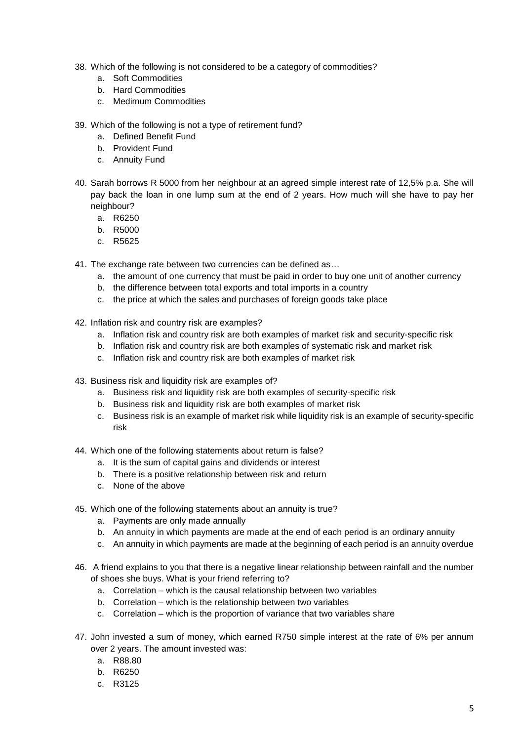38. Which of the following is not considered to be a category of commodities?
    a. Soft Commodities
    b. Hard Commodities
    c. Medimum Commodities

39. Which of the following is not a type of retirement fund?
    a. Defined Benefit Fund
    b. Provident Fund
    c. Annuity Fund

40. Sarah borrows R 5000 from her neighbour at an agreed simple interest rate of 12,5% p.a. She will pay back the loan in one lump sum at the end of 2 years. How much will she have to pay her neighbour?
    a. R6250
    b. R5000
    c. R5625

41. The exchange rate between two currencies can be defined as…
    a. the amount of one currency that must be paid in order to buy one unit of another currency
    b. the difference between total exports and total imports in a country
    c. the price at which the sales and purchases of foreign goods take place

42. Inflation risk and country risk are examples?
    a. Inflation risk and country risk are both examples of market risk and security-specific risk
    b. Inflation risk and country risk are both examples of systematic risk and market risk
    c. Inflation risk and country risk are both examples of market risk

43. Business risk and liquidity risk are examples of?
    a. Business risk and liquidity risk are both examples of security-specific risk
    b. Business risk and liquidity risk are both examples of market risk
    c. Business risk is an example of market risk while liquidity risk is an example of security-specific risk

44. Which one of the following statements about return is false?
    a. It is the sum of capital gains and dividends or interest
    b. There is a positive relationship between risk and return
    c. None of the above

45. Which one of the following statements about an annuity is true?
    a. Payments are only made annually
    b. An annuity in which payments are made at the end of each period is an ordinary annuity
    c. An annuity in which payments are made at the beginning of each period is an annuity overdue

46. A friend explains to you that there is a negative linear relationship between rainfall and the number of shoes she buys. What is your friend referring to?
    a. Correlation – which is the causal relationship between two variables
    b. Correlation – which is the relationship between two variables
    c. Correlation – which is the proportion of variance that two variables share

47. John invested a sum of money, which earned R750 simple interest at the rate of 6% per annum over 2 years. The amount invested was:
    a. R88.80
    b. R6250
    c. R3125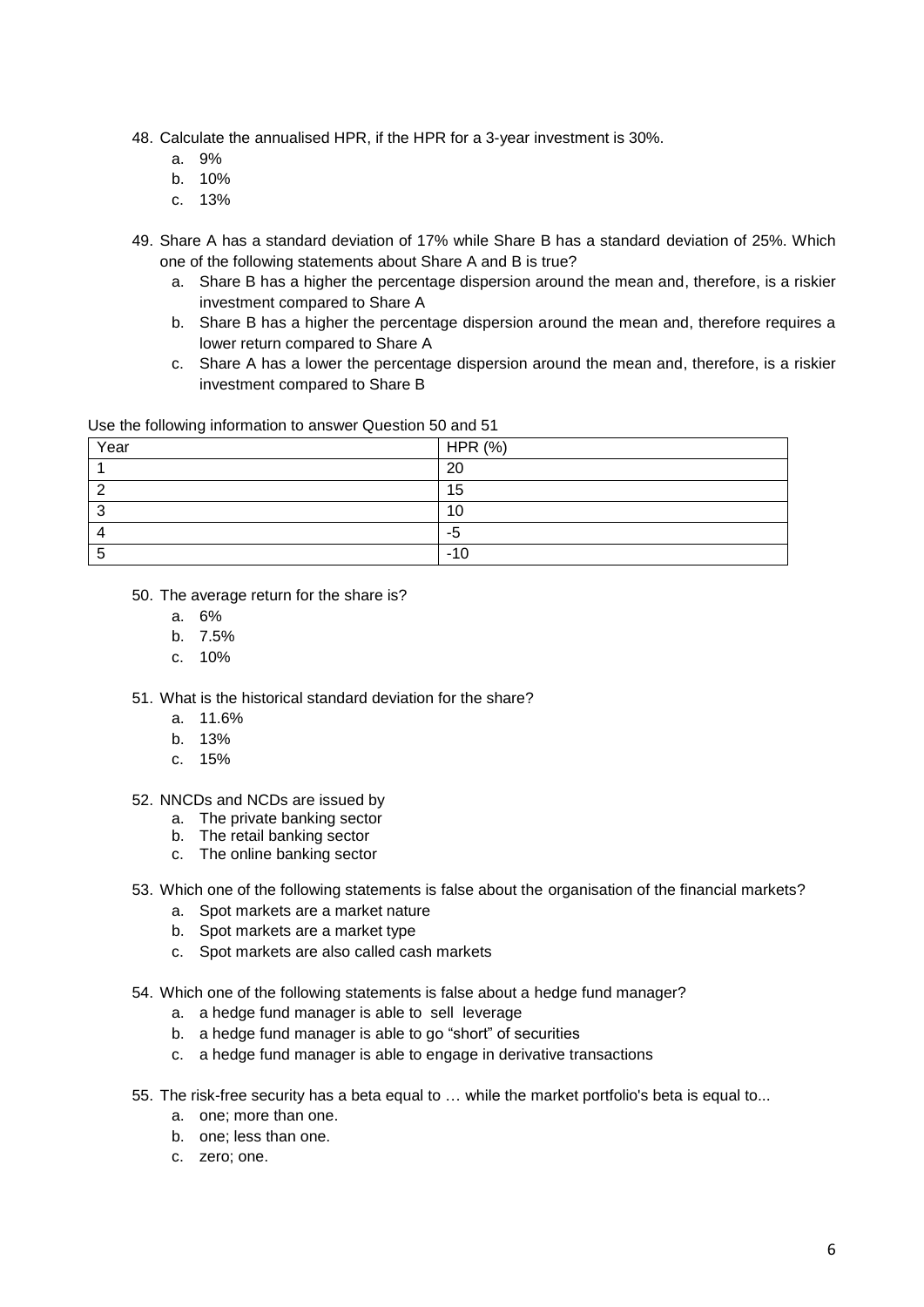48. Calculate the annualised HPR, if the HPR for a 3-year investment is 30%.
    a. 9%
    b. 10%
    c. 13%

49. Share A has a standard deviation of 17% while Share B has a standard deviation of 25%. Which one of the following statements about Share A and B is true?
    a. Share B has a higher the percentage dispersion around the mean and, therefore, is a riskier investment compared to Share A
    b. Share B has a higher the percentage dispersion around the mean and, therefore requires a lower return compared to Share A
    c. Share A has a lower the percentage dispersion around the mean and, therefore, is a riskier investment compared to Share B

Use the following information to answer Question 50 and 51

| Year | HPR (%) |
|---|---|
| 1 | 20 |
| 2 | 15 |
| 3 | 10 |
| 4 | -5 |
| 5 | -10 |

50. The average return for the share is?
    a. 6%
    b. 7.5%
    c. 10%

51. What is the historical standard deviation for the share?
    a. 11.6%
    b. 13%
    c. 15%

52. NNCDs and NCDs are issued by
    a. The private banking sector
    b. The retail banking sector
    c. The online banking sector

53. Which one of the following statements is false about the organisation of the financial markets?
    a. Spot markets are a market nature
    b. Spot markets are a market type
    c. Spot markets are also called cash markets

54. Which one of the following statements is false about a hedge fund manager?
    a. a hedge fund manager is able to sell leverage
    b. a hedge fund manager is able to go "short" of securities
    c. a hedge fund manager is able to engage in derivative transactions

55. The risk-free security has a beta equal to … while the market portfolio's beta is equal to...
    a. one; more than one.
    b. one; less than one.
    c. zero; one.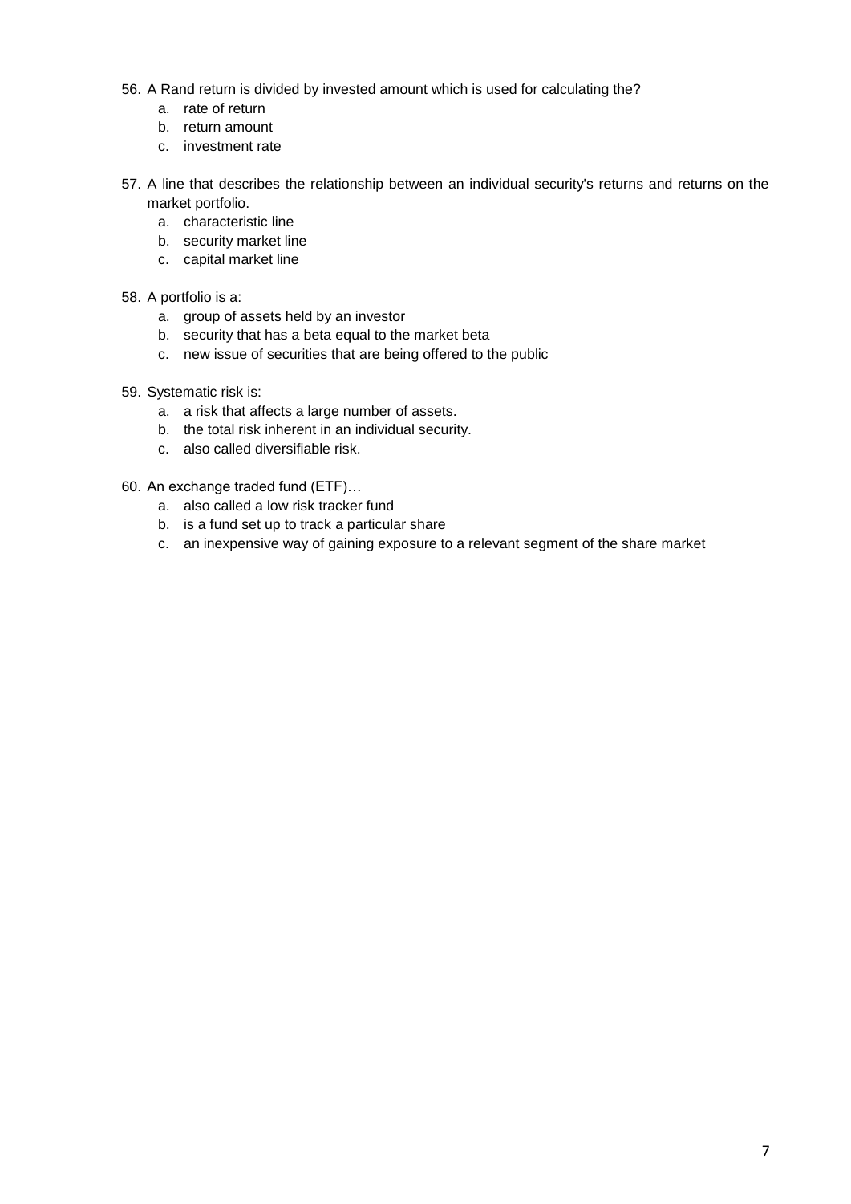56. A Rand return is divided by invested amount which is used for calculating the?
    a. rate of return
    b. return amount
    c. investment rate

57. A line that describes the relationship between an individual security's returns and returns on the market portfolio.
    a. characteristic line
    b. security market line
    c. capital market line

58. A portfolio is a:
    a. group of assets held by an investor
    b. security that has a beta equal to the market beta
    c. new issue of securities that are being offered to the public

59. Systematic risk is:
    a. a risk that affects a large number of assets.
    b. the total risk inherent in an individual security.
    c. also called diversifiable risk.

60. An exchange traded fund (ETF)…
    a. also called a low risk tracker fund
    b. is a fund set up to track a particular share
    c. an inexpensive way of gaining exposure to a relevant segment of the share market